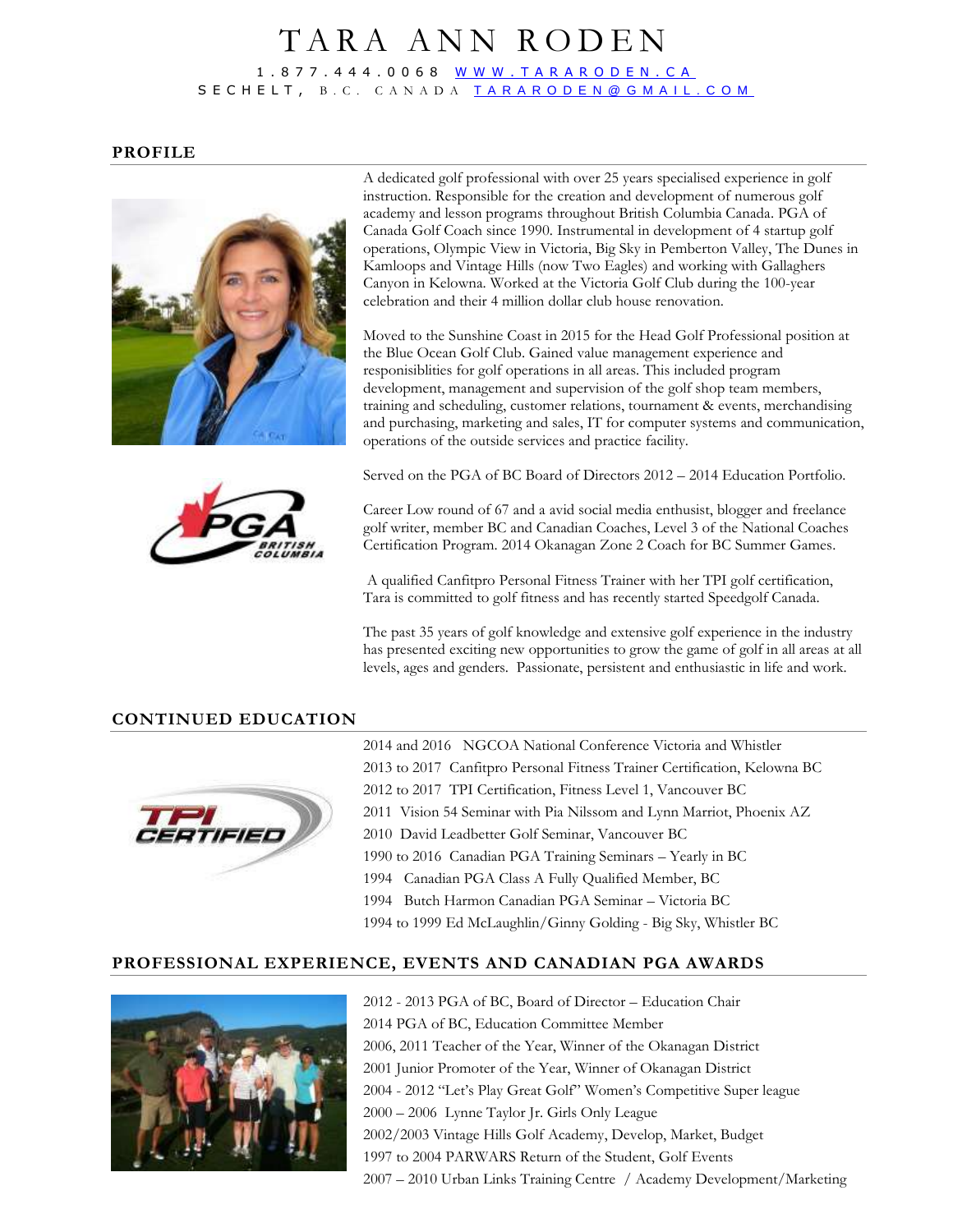# TARA ANN RODEN

1.877.444.0068 WWW.TARARODEN.CA
SECHELT, B.C. CANADA TARARODEN@GMAIL.COM

## PROFILE

A dedicated golf professional with over 25 years specialised experience in golf instruction. Responsible for the creation and development of numerous golf academy and lesson programs throughout British Columbia Canada. PGA of Canada Golf Coach since 1990. Instrumental in development of 4 startup golf operations, Olympic View in Victoria, Big Sky in Pemberton Valley, The Dunes in Kamloops and Vintage Hills (now Two Eagles) and working with Gallaghers Canyon in Kelowna. Worked at the Victoria Golf Club during the 100-year celebration and their 4 million dollar club house renovation.

Moved to the Sunshine Coast in 2015 for the Head Golf Professional position at the Blue Ocean Golf Club. Gained value management experience and responisiblities for golf operations in all areas. This included program development, management and supervision of the golf shop team members, training and scheduling, customer relations, tournament & events, merchandising and purchasing, marketing and sales, IT for computer systems and communication, operations of the outside services and practice facility.

Served on the PGA of BC Board of Directors 2012 – 2014 Education Portfolio.

Career Low round of 67 and a avid social media enthusist, blogger and freelance golf writer, member BC and Canadian Coaches, Level 3 of the National Coaches Certification Program. 2014 Okanagan Zone 2 Coach for BC Summer Games.

A qualified Canfitpro Personal Fitness Trainer with her TPI golf certification, Tara is committed to golf fitness and has recently started Speedgolf Canada.

The past 35 years of golf knowledge and extensive golf experience in the industry has presented exciting new opportunities to grow the game of golf in all areas at all levels, ages and genders. Passionate, persistent and enthusiastic in life and work.

## CONTINUED EDUCATION

2014 and 2016 NGCOA National Conference Victoria and Whistler
2013 to 2017 Canfitpro Personal Fitness Trainer Certification, Kelowna BC
2012 to 2017 TPI Certification, Fitness Level 1, Vancouver BC
2011 Vision 54 Seminar with Pia Nilssom and Lynn Marriot, Phoenix AZ
2010 David Leadbetter Golf Seminar, Vancouver BC
1990 to 2016 Canadian PGA Training Seminars – Yearly in BC
1994 Canadian PGA Class A Fully Qualified Member, BC
1994 Butch Harmon Canadian PGA Seminar – Victoria BC
1994 to 1999 Ed McLaughlin/Ginny Golding - Big Sky, Whistler BC

## PROFESSIONAL EXPERIENCE, EVENTS AND CANADIAN PGA AWARDS

2012 - 2013 PGA of BC, Board of Director – Education Chair
2014 PGA of BC, Education Committee Member
2006, 2011 Teacher of the Year, Winner of the Okanagan District
2001 Junior Promoter of the Year, Winner of Okanagan District
2004 - 2012 "Let's Play Great Golf" Women's Competitive Super league
2000 – 2006 Lynne Taylor Jr. Girls Only League
2002/2003 Vintage Hills Golf Academy, Develop, Market, Budget
1997 to 2004 PARWARS Return of the Student, Golf Events
2007 – 2010 Urban Links Training Centre / Academy Development/Marketing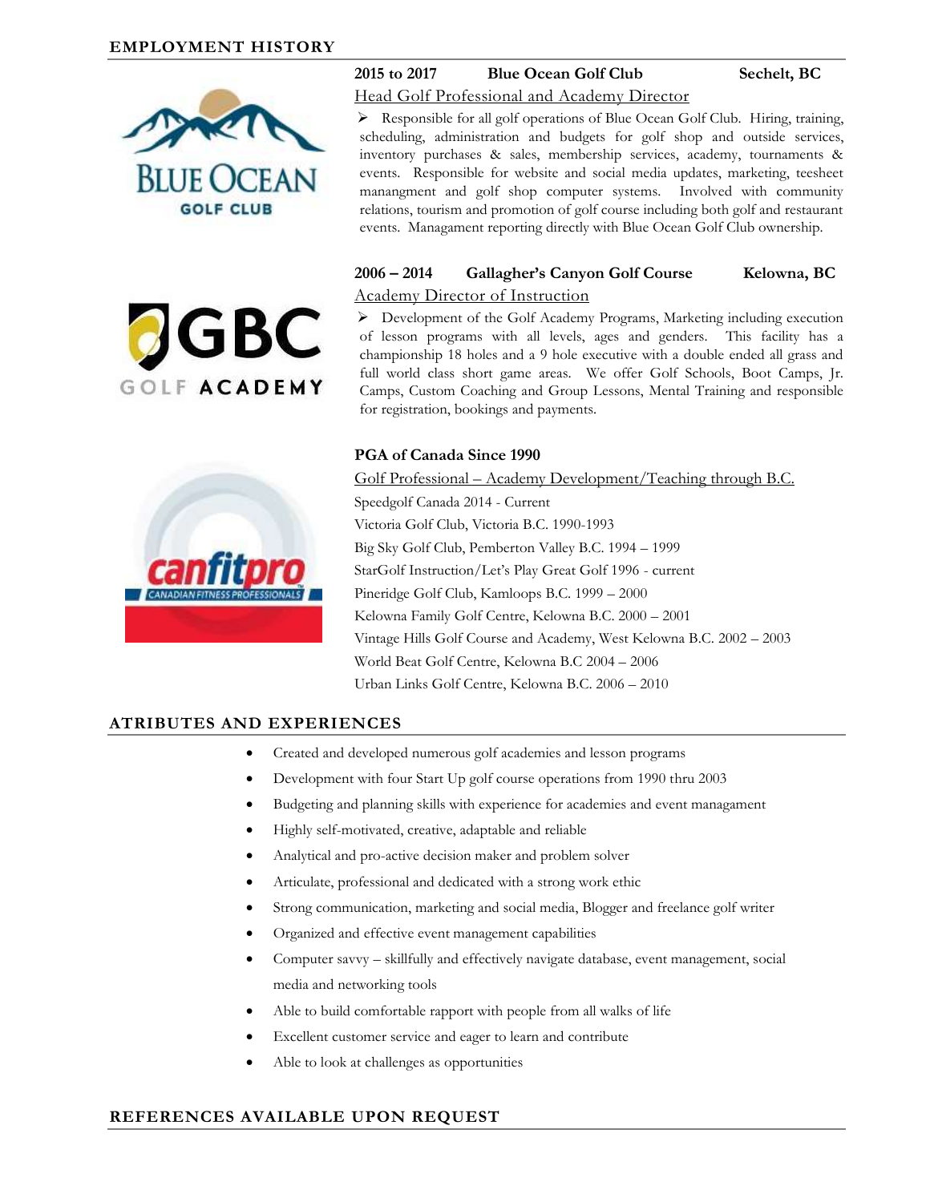## EMPLOYMENT HISTORY

**2015 to 2017 — Blue Ocean Golf Club — Sechelt, BC**

Head Golf Professional and Academy Director

- Responsible for all golf operations of Blue Ocean Golf Club. Hiring, training, scheduling, administration and budgets for golf shop and outside services, inventory purchases & sales, membership services, academy, tournaments & events. Responsible for website and social media updates, marketing, teesheet manangment and golf shop computer systems. Involved with community relations, tourism and promotion of golf course including both golf and restaurant events. Managament reporting directly with Blue Ocean Golf Club ownership.

**2006 – 2014 — Gallagher's Canyon Golf Course — Kelowna, BC**

Academy Director of Instruction

- Development of the Golf Academy Programs, Marketing including execution of lesson programs with all levels, ages and genders. This facility has a championship 18 holes and a 9 hole executive with a double ended all grass and full world class short game areas. We offer Golf Schools, Boot Camps, Jr. Camps, Custom Coaching and Group Lessons, Mental Training and responsible for registration, bookings and payments.

**PGA of Canada Since 1990**

Golf Professional – Academy Development/Teaching through B.C.

Speedgolf Canada 2014 - Current
Victoria Golf Club, Victoria B.C. 1990-1993
Big Sky Golf Club, Pemberton Valley B.C. 1994 – 1999
StarGolf Instruction/Let's Play Great Golf 1996 - current
Pineridge Golf Club, Kamloops B.C. 1999 – 2000
Kelowna Family Golf Centre, Kelowna B.C. 2000 – 2001
Vintage Hills Golf Course and Academy, West Kelowna B.C. 2002 – 2003
World Beat Golf Centre, Kelowna B.C 2004 – 2006
Urban Links Golf Centre, Kelowna B.C. 2006 – 2010

## ATRIBUTES AND EXPERIENCES

- Created and developed numerous golf academies and lesson programs
- Development with four Start Up golf course operations from 1990 thru 2003
- Budgeting and planning skills with experience for academies and event managament
- Highly self-motivated, creative, adaptable and reliable
- Analytical and pro-active decision maker and problem solver
- Articulate, professional and dedicated with a strong work ethic
- Strong communication, marketing and social media, Blogger and freelance golf writer
- Organized and effective event management capabilities
- Computer savvy – skillfully and effectively navigate database, event management, social media and networking tools
- Able to build comfortable rapport with people from all walks of life
- Excellent customer service and eager to learn and contribute
- Able to look at challenges as opportunities

## REFERENCES AVAILABLE UPON REQUEST